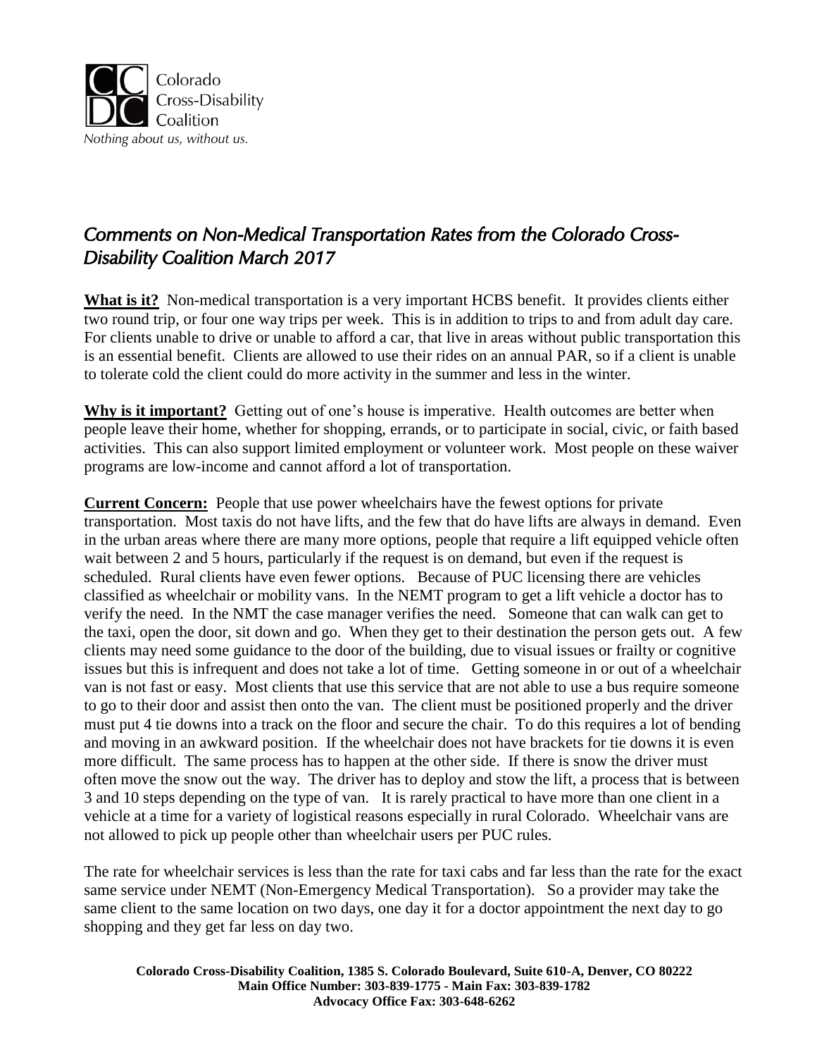Colorado Cross-Disability Coalition

*Nothing about us, without us.*

# *Comments on Non-Medical Transportation Rates from the Colorado Cross-Disability Coalition March 2017*

**What is it?** Non-medical transportation is a very important HCBS benefit. It provides clients either two round trip, or four one way trips per week. This is in addition to trips to and from adult day care. For clients unable to drive or unable to afford a car, that live in areas without public transportation this is an essential benefit. Clients are allowed to use their rides on an annual PAR, so if a client is unable to tolerate cold the client could do more activity in the summer and less in the winter.

**Why is it important?** Getting out of one's house is imperative. Health outcomes are better when people leave their home, whether for shopping, errands, or to participate in social, civic, or faith based activities. This can also support limited employment or volunteer work. Most people on these waiver programs are low-income and cannot afford a lot of transportation.

**Current Concern:** People that use power wheelchairs have the fewest options for private transportation. Most taxis do not have lifts, and the few that do have lifts are always in demand. Even in the urban areas where there are many more options, people that require a lift equipped vehicle often wait between 2 and 5 hours, particularly if the request is on demand, but even if the request is scheduled. Rural clients have even fewer options. Because of PUC licensing there are vehicles classified as wheelchair or mobility vans. In the NEMT program to get a lift vehicle a doctor has to verify the need. In the NMT the case manager verifies the need. Someone that can walk can get to the taxi, open the door, sit down and go. When they get to their destination the person gets out. A few clients may need some guidance to the door of the building, due to visual issues or frailty or cognitive issues but this is infrequent and does not take a lot of time. Getting someone in or out of a wheelchair van is not fast or easy. Most clients that use this service that are not able to use a bus require someone to go to their door and assist then onto the van. The client must be positioned properly and the driver must put 4 tie downs into a track on the floor and secure the chair. To do this requires a lot of bending and moving in an awkward position. If the wheelchair does not have brackets for tie downs it is even more difficult. The same process has to happen at the other side. If there is snow the driver must often move the snow out the way. The driver has to deploy and stow the lift, a process that is between 3 and 10 steps depending on the type of van. It is rarely practical to have more than one client in a vehicle at a time for a variety of logistical reasons especially in rural Colorado. Wheelchair vans are not allowed to pick up people other than wheelchair users per PUC rules.

The rate for wheelchair services is less than the rate for taxi cabs and far less than the rate for the exact same service under NEMT (Non-Emergency Medical Transportation). So a provider may take the same client to the same location on two days, one day it for a doctor appointment the next day to go shopping and they get far less on day two.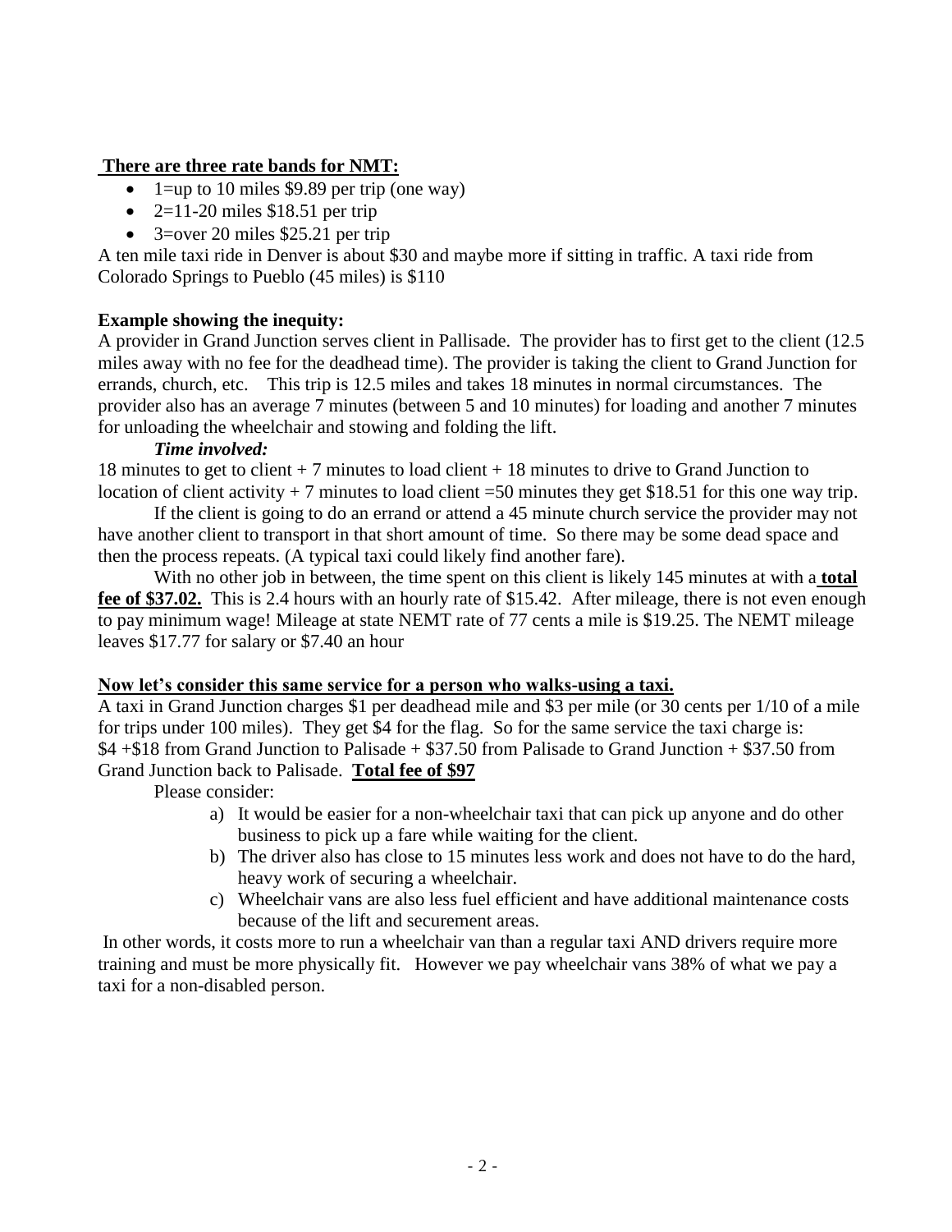**There are three rate bands for NMT:**

- 1=up to 10 miles $9.89 per trip (one way)
- 2=11-20 miles $18.51 per trip
- 3=over 20 miles $25.21 per trip

A ten mile taxi ride in Denver is about $30 and maybe more if sitting in traffic. A taxi ride from Colorado Springs to Pueblo (45 miles) is $110

**Example showing the inequity:**

A provider in Grand Junction serves client in Pallisade. The provider has to first get to the client (12.5 miles away with no fee for the deadhead time). The provider is taking the client to Grand Junction for errands, church, etc. This trip is 12.5 miles and takes 18 minutes in normal circumstances. The provider also has an average 7 minutes (between 5 and 10 minutes) for loading and another 7 minutes for unloading the wheelchair and stowing and folding the lift.

***Time involved:***

18 minutes to get to client + 7 minutes to load client + 18 minutes to drive to Grand Junction to location of client activity + 7 minutes to load client =50 minutes they get $18.51 for this one way trip.

If the client is going to do an errand or attend a 45 minute church service the provider may not have another client to transport in that short amount of time. So there may be some dead space and then the process repeats. (A typical taxi could likely find another fare).

With no other job in between, the time spent on this client is likely 145 minutes at with a **<u>total fee of $37.02.</u>** This is 2.4 hours with an hourly rate of $15.42. After mileage, there is not even enough to pay minimum wage! Mileage at state NEMT rate of 77 cents a mile is $19.25. The NEMT mileage leaves $17.77 for salary or $7.40 an hour

**<u>Now let's consider this same service for a person who walks-using a taxi.</u>**

A taxi in Grand Junction charges $1 per deadhead mile and $3 per mile (or 30 cents per 1/10 of a mile for trips under 100 miles). They get $4 for the flag. So for the same service the taxi charge is: $4 +$18 from Grand Junction to Palisade + $37.50 from Palisade to Grand Junction + $37.50 from Grand Junction back to Palisade. **<u>Total fee of $97</u>**

Please consider:

a) It would be easier for a non-wheelchair taxi that can pick up anyone and do other business to pick up a fare while waiting for the client.
b) The driver also has close to 15 minutes less work and does not have to do the hard, heavy work of securing a wheelchair.
c) Wheelchair vans are also less fuel efficient and have additional maintenance costs because of the lift and securement areas.

In other words, it costs more to run a wheelchair van than a regular taxi AND drivers require more training and must be more physically fit. However we pay wheelchair vans 38% of what we pay a taxi for a non-disabled person.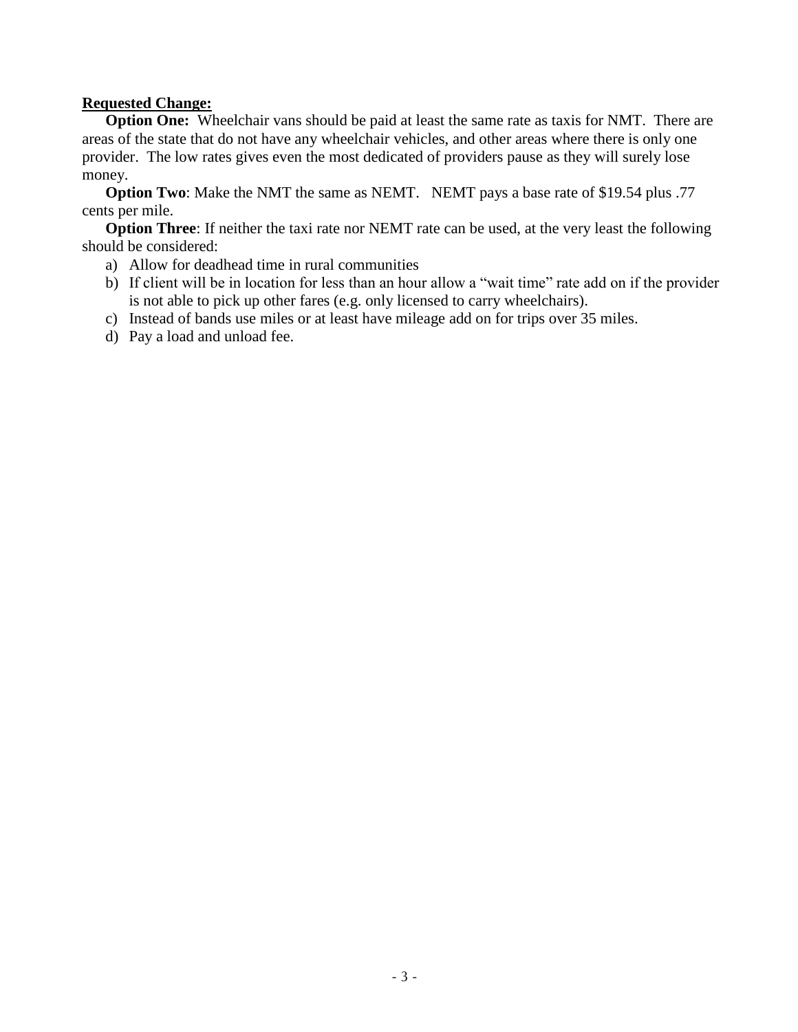**Requested Change:**

**Option One:** Wheelchair vans should be paid at least the same rate as taxis for NMT. There are areas of the state that do not have any wheelchair vehicles, and other areas where there is only one provider. The low rates gives even the most dedicated of providers pause as they will surely lose money.

**Option Two**: Make the NMT the same as NEMT. NEMT pays a base rate of $19.54 plus .77 cents per mile.

**Option Three**: If neither the taxi rate nor NEMT rate can be used, at the very least the following should be considered:

a) Allow for deadhead time in rural communities
b) If client will be in location for less than an hour allow a "wait time" rate add on if the provider is not able to pick up other fares (e.g. only licensed to carry wheelchairs).
c) Instead of bands use miles or at least have mileage add on for trips over 35 miles.
d) Pay a load and unload fee.